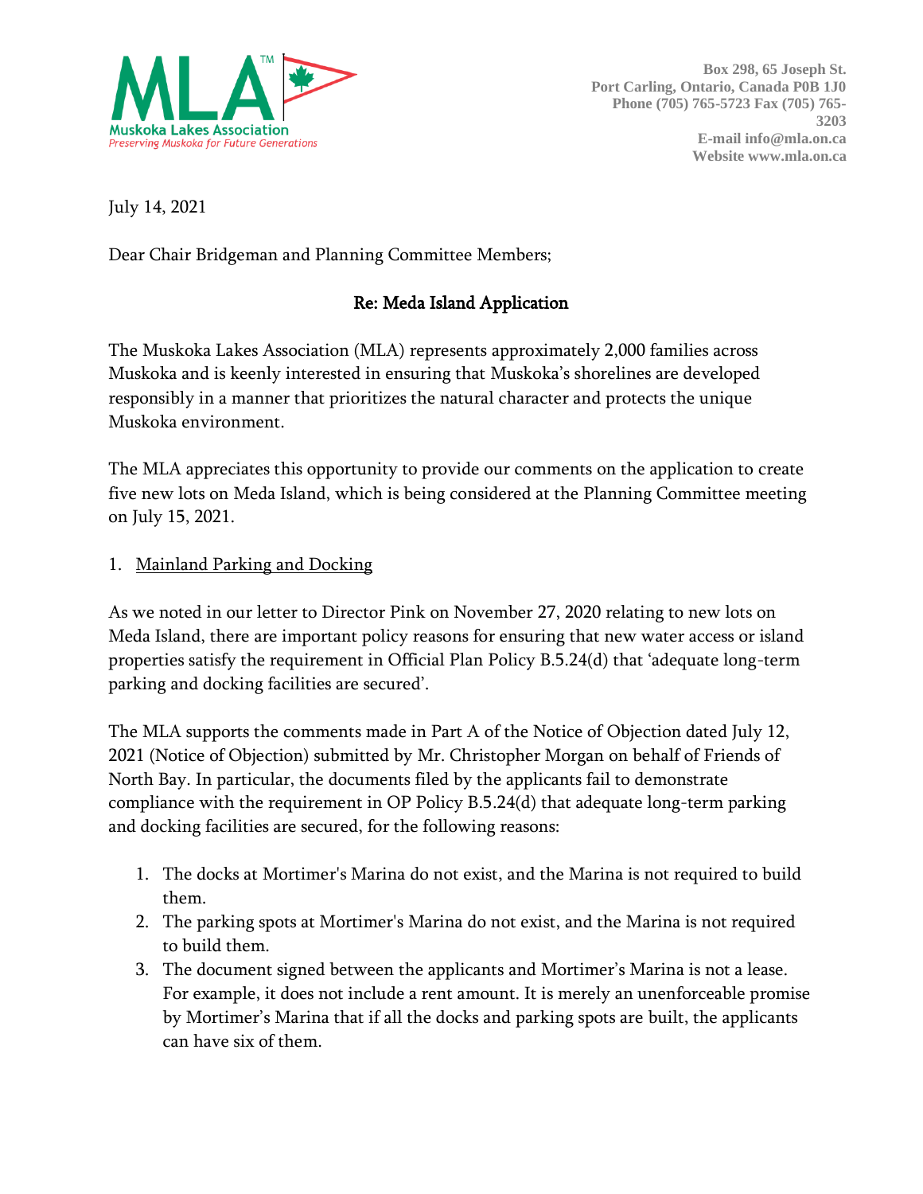**Muskoka Lakes Association**
*Preserving Muskoka for Future Generations*

**Box 298, 65 Joseph St.**
**Port Carling, Ontario, Canada P0B 1J0**
**Phone (705) 765-5723 Fax (705) 765-3203**
**E-mail info@mla.on.ca**
**Website www.mla.on.ca**

July 14, 2021

Dear Chair Bridgeman and Planning Committee Members;

**Re: Meda Island Application**

The Muskoka Lakes Association (MLA) represents approximately 2,000 families across Muskoka and is keenly interested in ensuring that Muskoka's shorelines are developed responsibly in a manner that prioritizes the natural character and protects the unique Muskoka environment.

The MLA appreciates this opportunity to provide our comments on the application to create five new lots on Meda Island, which is being considered at the Planning Committee meeting on July 15, 2021.

1. <u>Mainland Parking and Docking</u>

As we noted in our letter to Director Pink on November 27, 2020 relating to new lots on Meda Island, there are important policy reasons for ensuring that new water access or island properties satisfy the requirement in Official Plan Policy B.5.24(d) that 'adequate long-term parking and docking facilities are secured'.

The MLA supports the comments made in Part A of the Notice of Objection dated July 12, 2021 (Notice of Objection) submitted by Mr. Christopher Morgan on behalf of Friends of North Bay. In particular, the documents filed by the applicants fail to demonstrate compliance with the requirement in OP Policy B.5.24(d) that adequate long-term parking and docking facilities are secured, for the following reasons:

1. The docks at Mortimer's Marina do not exist, and the Marina is not required to build them.
2. The parking spots at Mortimer's Marina do not exist, and the Marina is not required to build them.
3. The document signed between the applicants and Mortimer's Marina is not a lease. For example, it does not include a rent amount. It is merely an unenforceable promise by Mortimer's Marina that if all the docks and parking spots are built, the applicants can have six of them.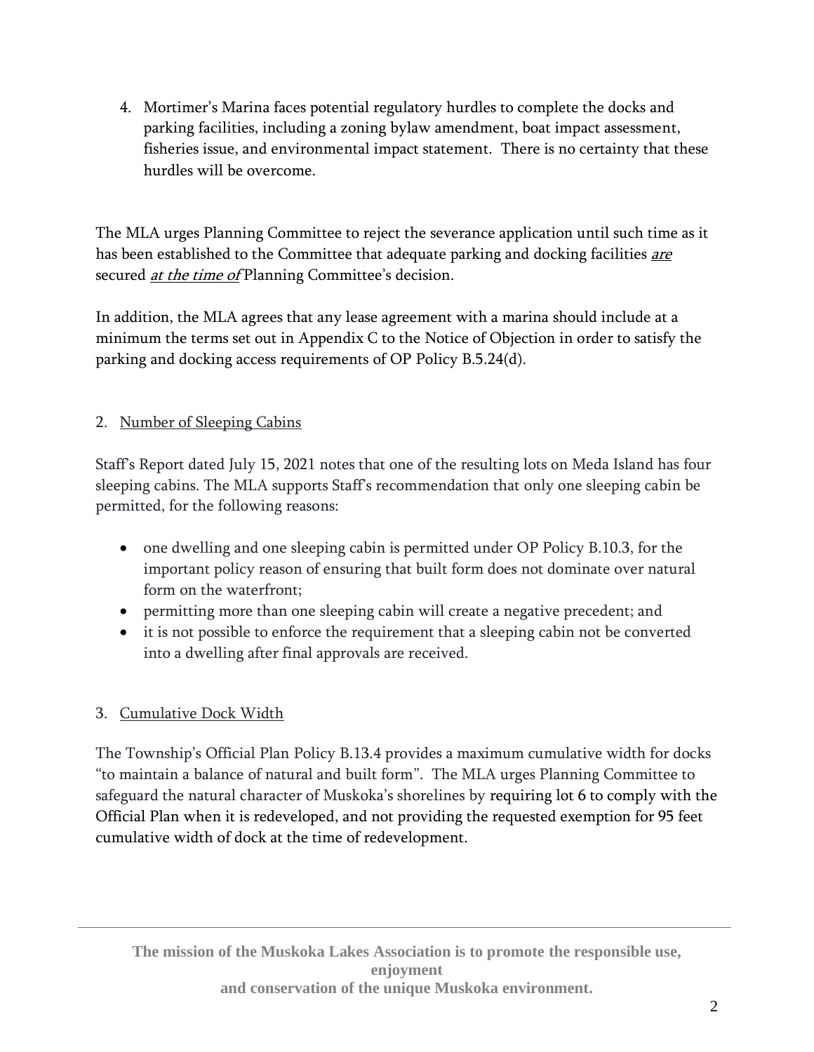4. Mortimer's Marina faces potential regulatory hurdles to complete the docks and parking facilities, including a zoning bylaw amendment, boat impact assessment, fisheries issue, and environmental impact statement. There is no certainty that these hurdles will be overcome.

The MLA urges Planning Committee to reject the severance application until such time as it has been established to the Committee that adequate parking and docking facilities ***are*** secured ***at the time of*** Planning Committee's decision.

In addition, the MLA agrees that any lease agreement with a marina should include at a minimum the terms set out in Appendix C to the Notice of Objection in order to satisfy the parking and docking access requirements of OP Policy B.5.24(d).

2. Number of Sleeping Cabins

Staff's Report dated July 15, 2021 notes that one of the resulting lots on Meda Island has four sleeping cabins. The MLA supports Staff's recommendation that only one sleeping cabin be permitted, for the following reasons:

- one dwelling and one sleeping cabin is permitted under OP Policy B.10.3, for the important policy reason of ensuring that built form does not dominate over natural form on the waterfront;
- permitting more than one sleeping cabin will create a negative precedent; and
- it is not possible to enforce the requirement that a sleeping cabin not be converted into a dwelling after final approvals are received.

3. Cumulative Dock Width

The Township's Official Plan Policy B.13.4 provides a maximum cumulative width for docks "to maintain a balance of natural and built form". The MLA urges Planning Committee to safeguard the natural character of Muskoka's shorelines by requiring lot 6 to comply with the Official Plan when it is redeveloped, and not providing the requested exemption for 95 feet cumulative width of dock at the time of redevelopment.

**The mission of the Muskoka Lakes Association is to promote the responsible use, enjoyment and conservation of the unique Muskoka environment.**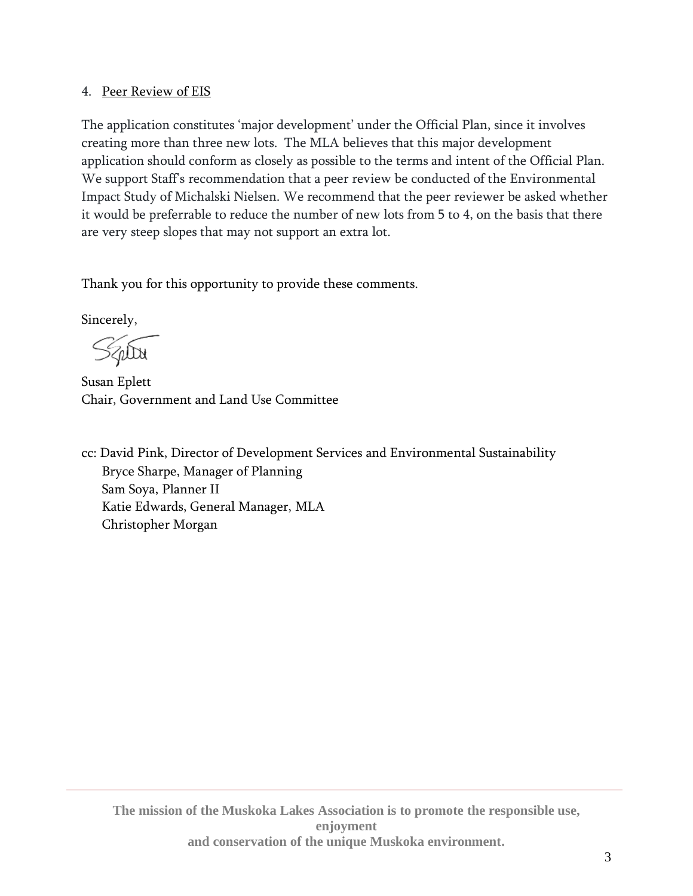4. <u>Peer Review of EIS</u>

The application constitutes 'major development' under the Official Plan, since it involves creating more than three new lots. The MLA believes that this major development application should conform as closely as possible to the terms and intent of the Official Plan. We support Staff's recommendation that a peer review be conducted of the Environmental Impact Study of Michalski Nielsen. We recommend that the peer reviewer be asked whether it would be preferrable to reduce the number of new lots from 5 to 4, on the basis that there are very steep slopes that may not support an extra lot.

Thank you for this opportunity to provide these comments.

Sincerely,

Susan Eplett
Chair, Government and Land Use Committee

cc: David Pink, Director of Development Services and Environmental Sustainability
Bryce Sharpe, Manager of Planning
Sam Soya, Planner II
Katie Edwards, General Manager, MLA
Christopher Morgan

**The mission of the Muskoka Lakes Association is to promote the responsible use, enjoyment and conservation of the unique Muskoka environment.**